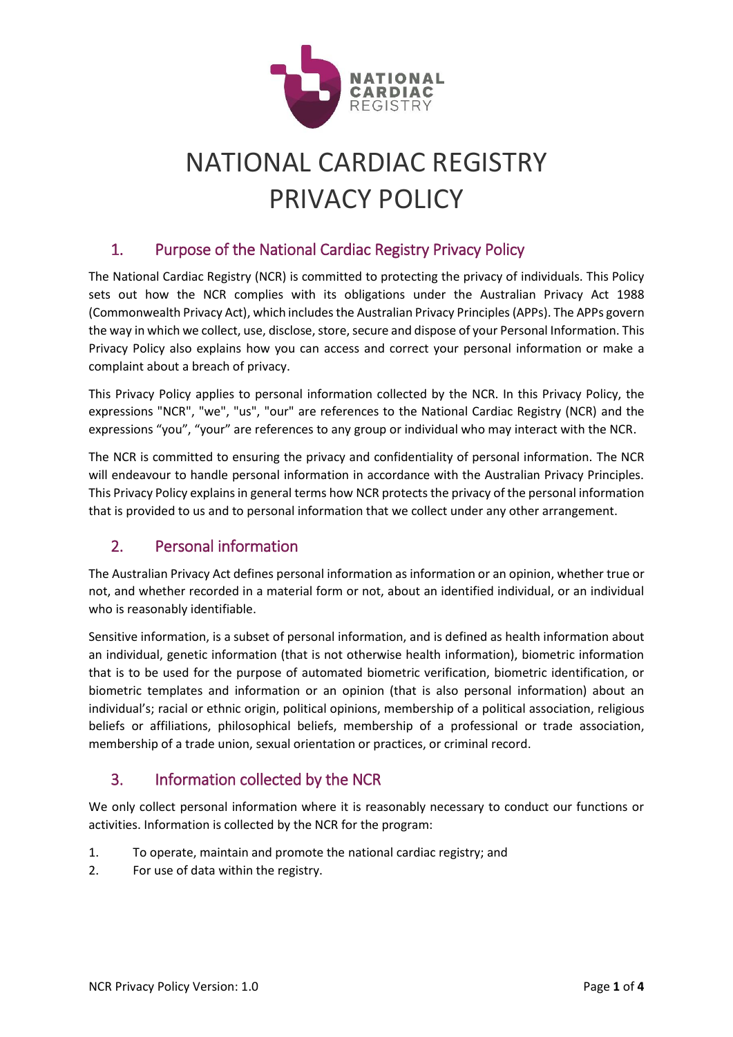# NATIONAL CARDIAC REGISTRY PRIVACY POLICY

## 1. Purpose of the National Cardiac Registry Privacy Policy

The National Cardiac Registry (NCR) is committed to protecting the privacy of individuals. This Policy sets out how the NCR complies with its obligations under the Australian Privacy Act 1988 (Commonwealth Privacy Act), which includes the Australian Privacy Principles (APPs). The APPs govern the way in which we collect, use, disclose, store, secure and dispose of your Personal Information. This Privacy Policy also explains how you can access and correct your personal information or make a complaint about a breach of privacy.

This Privacy Policy applies to personal information collected by the NCR. In this Privacy Policy, the expressions "NCR", "we", "us", "our" are references to the National Cardiac Registry (NCR) and the expressions "you", "your" are references to any group or individual who may interact with the NCR.

The NCR is committed to ensuring the privacy and confidentiality of personal information. The NCR will endeavour to handle personal information in accordance with the Australian Privacy Principles. This Privacy Policy explains in general terms how NCR protects the privacy of the personal information that is provided to us and to personal information that we collect under any other arrangement.

## 2. Personal information

The Australian Privacy Act defines personal information as information or an opinion, whether true or not, and whether recorded in a material form or not, about an identified individual, or an individual who is reasonably identifiable.

Sensitive information, is a subset of personal information, and is defined as health information about an individual, genetic information (that is not otherwise health information), biometric information that is to be used for the purpose of automated biometric verification, biometric identification, or biometric templates and information or an opinion (that is also personal information) about an individual's; racial or ethnic origin, political opinions, membership of a political association, religious beliefs or affiliations, philosophical beliefs, membership of a professional or trade association, membership of a trade union, sexual orientation or practices, or criminal record.

## 3. Information collected by the NCR

We only collect personal information where it is reasonably necessary to conduct our functions or activities. Information is collected by the NCR for the program:

1. To operate, maintain and promote the national cardiac registry; and
2. For use of data within the registry.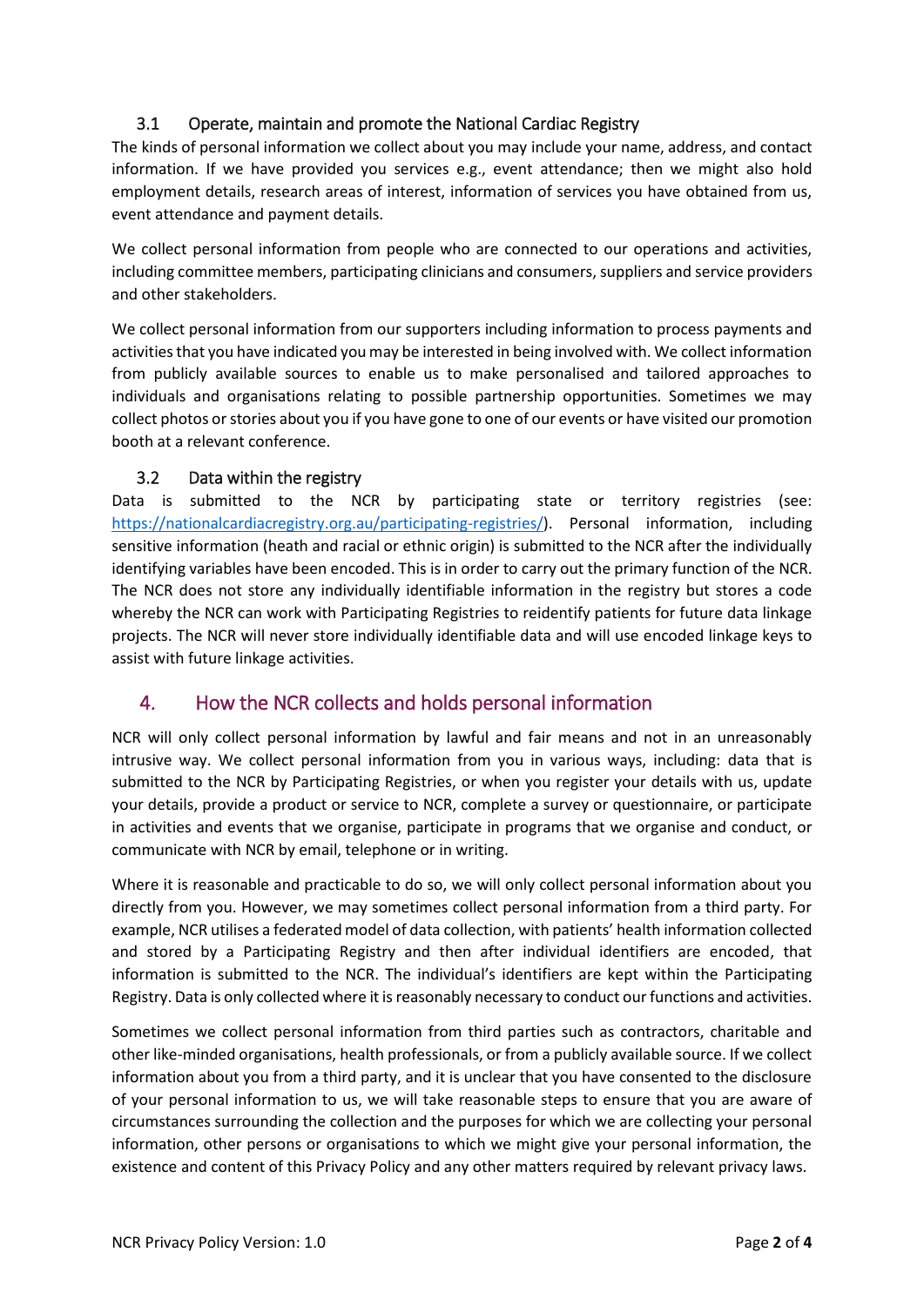### 3.1 Operate, maintain and promote the National Cardiac Registry

The kinds of personal information we collect about you may include your name, address, and contact information. If we have provided you services e.g., event attendance; then we might also hold employment details, research areas of interest, information of services you have obtained from us, event attendance and payment details.

We collect personal information from people who are connected to our operations and activities, including committee members, participating clinicians and consumers, suppliers and service providers and other stakeholders.

We collect personal information from our supporters including information to process payments and activities that you have indicated you may be interested in being involved with. We collect information from publicly available sources to enable us to make personalised and tailored approaches to individuals and organisations relating to possible partnership opportunities. Sometimes we may collect photos or stories about you if you have gone to one of our events or have visited our promotion booth at a relevant conference.

### 3.2 Data within the registry

Data is submitted to the NCR by participating state or territory registries (see: https://nationalcardiacregistry.org.au/participating-registries/). Personal information, including sensitive information (heath and racial or ethnic origin) is submitted to the NCR after the individually identifying variables have been encoded. This is in order to carry out the primary function of the NCR. The NCR does not store any individually identifiable information in the registry but stores a code whereby the NCR can work with Participating Registries to reidentify patients for future data linkage projects. The NCR will never store individually identifiable data and will use encoded linkage keys to assist with future linkage activities.

## 4. How the NCR collects and holds personal information

NCR will only collect personal information by lawful and fair means and not in an unreasonably intrusive way. We collect personal information from you in various ways, including: data that is submitted to the NCR by Participating Registries, or when you register your details with us, update your details, provide a product or service to NCR, complete a survey or questionnaire, or participate in activities and events that we organise, participate in programs that we organise and conduct, or communicate with NCR by email, telephone or in writing.

Where it is reasonable and practicable to do so, we will only collect personal information about you directly from you. However, we may sometimes collect personal information from a third party. For example, NCR utilises a federated model of data collection, with patients' health information collected and stored by a Participating Registry and then after individual identifiers are encoded, that information is submitted to the NCR. The individual's identifiers are kept within the Participating Registry. Data is only collected where it is reasonably necessary to conduct our functions and activities.

Sometimes we collect personal information from third parties such as contractors, charitable and other like-minded organisations, health professionals, or from a publicly available source. If we collect information about you from a third party, and it is unclear that you have consented to the disclosure of your personal information to us, we will take reasonable steps to ensure that you are aware of circumstances surrounding the collection and the purposes for which we are collecting your personal information, other persons or organisations to which we might give your personal information, the existence and content of this Privacy Policy and any other matters required by relevant privacy laws.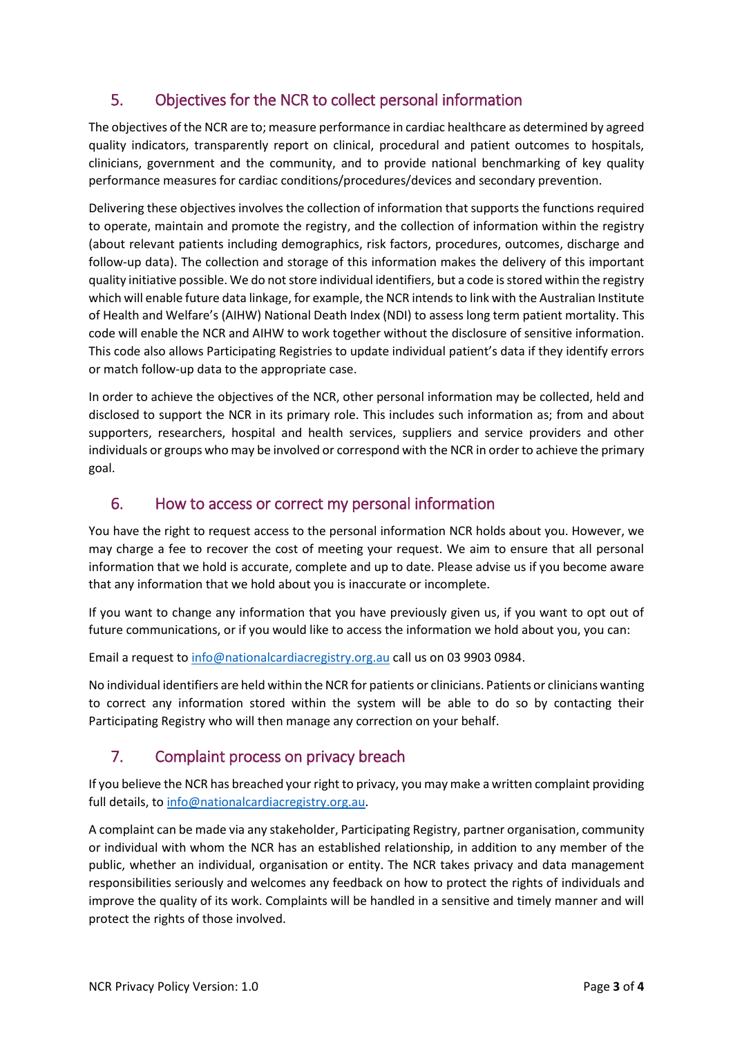## 5. Objectives for the NCR to collect personal information

The objectives of the NCR are to; measure performance in cardiac healthcare as determined by agreed quality indicators, transparently report on clinical, procedural and patient outcomes to hospitals, clinicians, government and the community, and to provide national benchmarking of key quality performance measures for cardiac conditions/procedures/devices and secondary prevention.

Delivering these objectives involves the collection of information that supports the functions required to operate, maintain and promote the registry, and the collection of information within the registry (about relevant patients including demographics, risk factors, procedures, outcomes, discharge and follow-up data). The collection and storage of this information makes the delivery of this important quality initiative possible. We do not store individual identifiers, but a code is stored within the registry which will enable future data linkage, for example, the NCR intends to link with the Australian Institute of Health and Welfare's (AIHW) National Death Index (NDI) to assess long term patient mortality. This code will enable the NCR and AIHW to work together without the disclosure of sensitive information. This code also allows Participating Registries to update individual patient's data if they identify errors or match follow-up data to the appropriate case.

In order to achieve the objectives of the NCR, other personal information may be collected, held and disclosed to support the NCR in its primary role. This includes such information as; from and about supporters, researchers, hospital and health services, suppliers and service providers and other individuals or groups who may be involved or correspond with the NCR in order to achieve the primary goal.

## 6. How to access or correct my personal information

You have the right to request access to the personal information NCR holds about you. However, we may charge a fee to recover the cost of meeting your request. We aim to ensure that all personal information that we hold is accurate, complete and up to date. Please advise us if you become aware that any information that we hold about you is inaccurate or incomplete.

If you want to change any information that you have previously given us, if you want to opt out of future communications, or if you would like to access the information we hold about you, you can:

Email a request to info@nationalcardiacregistry.org.au call us on 03 9903 0984.

No individual identifiers are held within the NCR for patients or clinicians. Patients or clinicians wanting to correct any information stored within the system will be able to do so by contacting their Participating Registry who will then manage any correction on your behalf.

## 7. Complaint process on privacy breach

If you believe the NCR has breached your right to privacy, you may make a written complaint providing full details, to info@nationalcardiacregistry.org.au.

A complaint can be made via any stakeholder, Participating Registry, partner organisation, community or individual with whom the NCR has an established relationship, in addition to any member of the public, whether an individual, organisation or entity. The NCR takes privacy and data management responsibilities seriously and welcomes any feedback on how to protect the rights of individuals and improve the quality of its work. Complaints will be handled in a sensitive and timely manner and will protect the rights of those involved.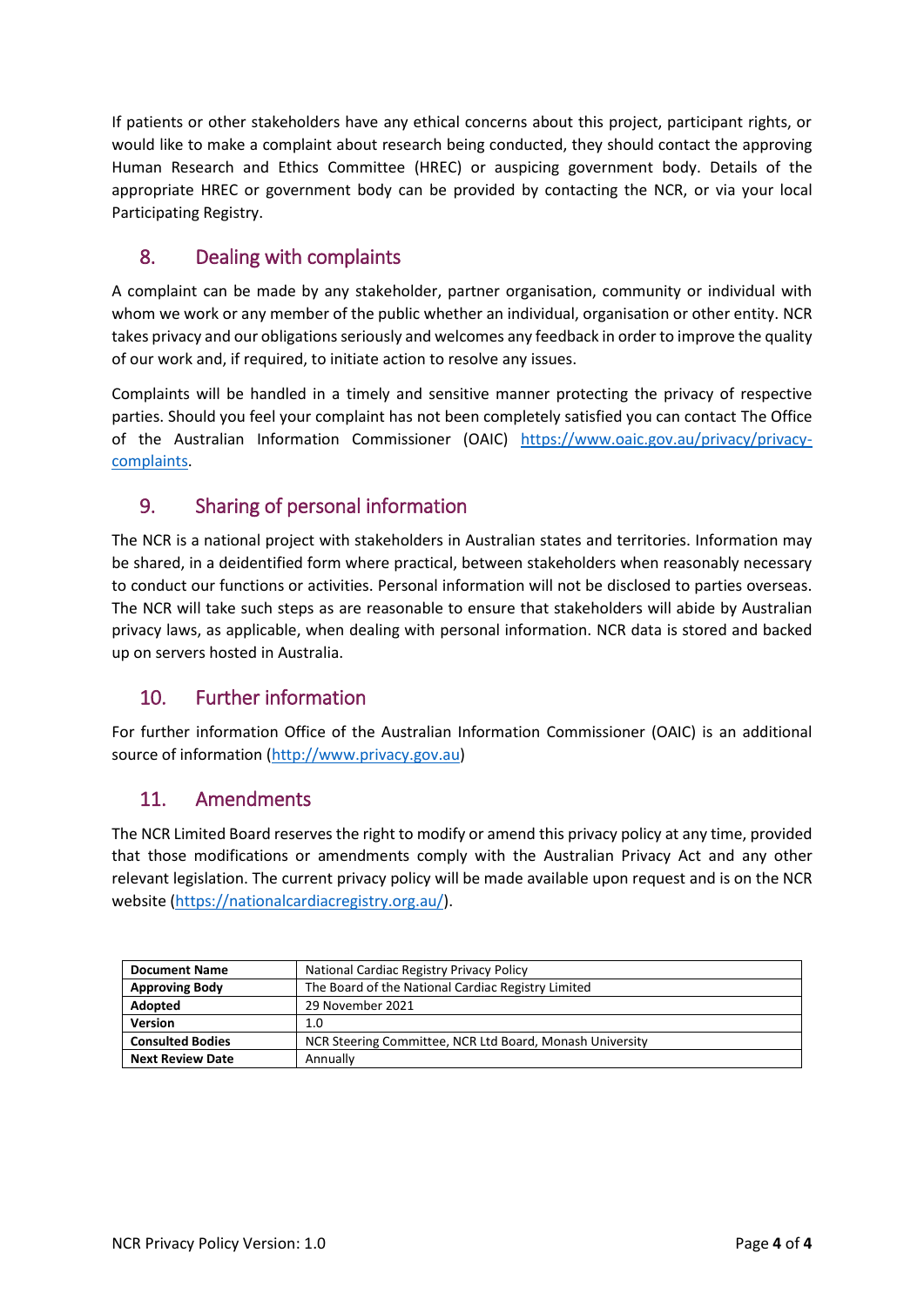If patients or other stakeholders have any ethical concerns about this project, participant rights, or would like to make a complaint about research being conducted, they should contact the approving Human Research and Ethics Committee (HREC) or auspicing government body. Details of the appropriate HREC or government body can be provided by contacting the NCR, or via your local Participating Registry.

## 8. Dealing with complaints

A complaint can be made by any stakeholder, partner organisation, community or individual with whom we work or any member of the public whether an individual, organisation or other entity. NCR takes privacy and our obligations seriously and welcomes any feedback in order to improve the quality of our work and, if required, to initiate action to resolve any issues.

Complaints will be handled in a timely and sensitive manner protecting the privacy of respective parties. Should you feel your complaint has not been completely satisfied you can contact The Office of the Australian Information Commissioner (OAIC) https://www.oaic.gov.au/privacy/privacy-complaints.

## 9. Sharing of personal information

The NCR is a national project with stakeholders in Australian states and territories. Information may be shared, in a deidentified form where practical, between stakeholders when reasonably necessary to conduct our functions or activities. Personal information will not be disclosed to parties overseas. The NCR will take such steps as are reasonable to ensure that stakeholders will abide by Australian privacy laws, as applicable, when dealing with personal information. NCR data is stored and backed up on servers hosted in Australia.

## 10. Further information

For further information Office of the Australian Information Commissioner (OAIC) is an additional source of information (http://www.privacy.gov.au)

## 11. Amendments

The NCR Limited Board reserves the right to modify or amend this privacy policy at any time, provided that those modifications or amendments comply with the Australian Privacy Act and any other relevant legislation. The current privacy policy will be made available upon request and is on the NCR website (https://nationalcardiacregistry.org.au/).

| | |
|---|---|
| **Document Name** | National Cardiac Registry Privacy Policy |
| **Approving Body** | The Board of the National Cardiac Registry Limited |
| **Adopted** | 29 November 2021 |
| **Version** | 1.0 |
| **Consulted Bodies** | NCR Steering Committee, NCR Ltd Board, Monash University |
| **Next Review Date** | Annually |